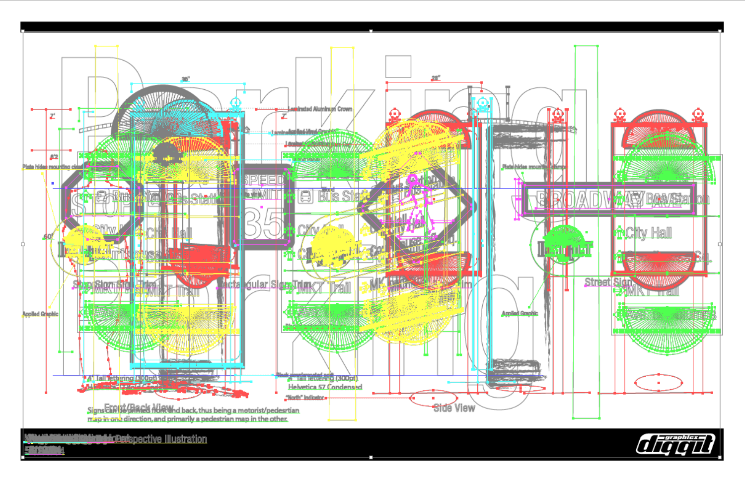Perspective Illustration

Front/Back View

Signs can be printed front and back, thus being a motorist/pedestrian map in one direction, and primarily a pedestrian map in the other.

Side View

Street Sign

Applied Graphic

Laminated Aluminum Crown

Laminated Applied Vinyl Graphic

Plate hides mounting clamp

4" Tall lettering (300pt)

Helvetica 57 Condensed

"North" Indicator

Black powdercoated post

Rectangular Sign Trim

Stop Sign Sign Trim

36"

28"

7'

8'2

60"

Bus Station

City Hall

MKT Trail

BROADWAY

SPEED LIMIT 35

diggit graphics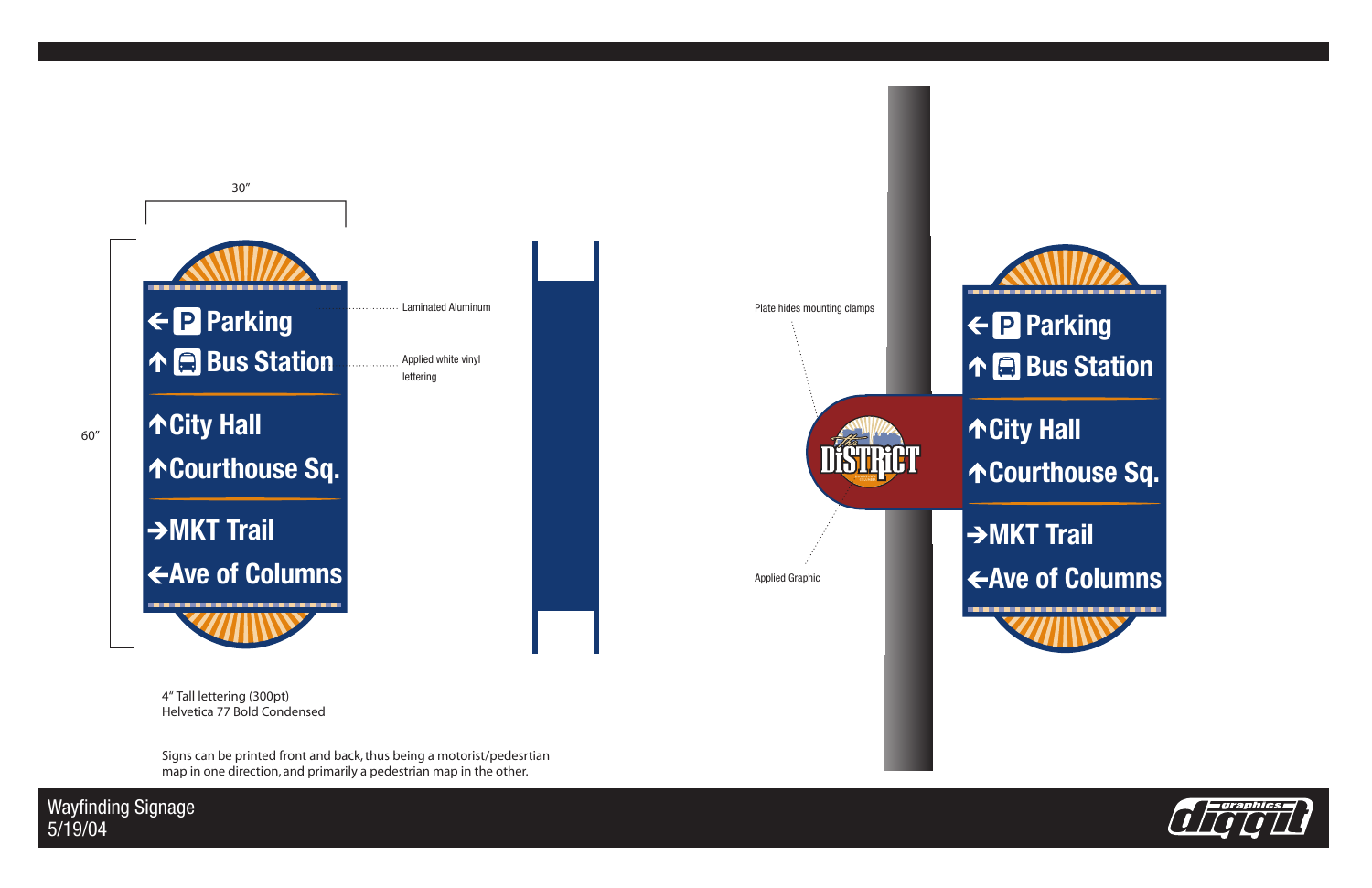30"

60"

← Parking
↑ Bus Station
↑City Hall
↑Courthouse Sq.
→MKT Trail
←Ave of Columns

Laminated Aluminum

Applied white vinyl lettering

Plate hides mounting clamps

Applied Graphic

4" Tall lettering (300pt)
Helvetica 77 Bold Condensed

Signs can be printed front and back, thus being a motorist/pedesrtian map in one direction, and primarily a pedestrian map in the other.

Wayfinding Signage
5/19/04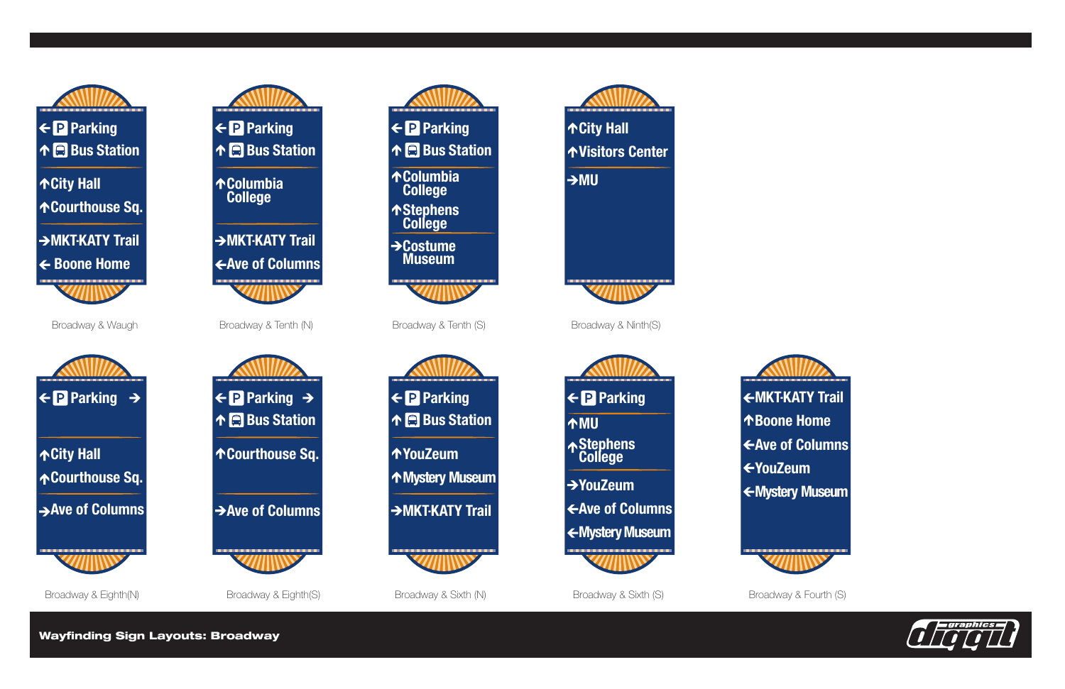## Broadway & Waugh

← Parking
↑ Bus Station

↑City Hall
↑Courthouse Sq.

→MKT-KATY Trail
← Boone Home

## Broadway & Tenth (N)

← Parking
↑ Bus Station

↑Columbia College

→MKT-KATY Trail
←Ave of Columns

## Broadway & Tenth (S)

← Parking
↑ Bus Station

↑Columbia College
↑Stephens College

→Costume Museum

## Broadway & Ninth(S)

↑City Hall
↑Visitors Center

→MU

## Broadway & Eighth(N)

← Parking →

↑City Hall
↑Courthouse Sq.

→Ave of Columns

## Broadway & Eighth(S)

← Parking →
↑ Bus Station

↑Courthouse Sq.

→Ave of Columns

## Broadway & Sixth (N)

← Parking
↑ Bus Station

↑YouZeum
↑Mystery Museum

→MKT-KATY Trail

## Broadway & Sixth (S)

← Parking

↑MU
↑Stephens College

→YouZeum
←Ave of Columns
←Mystery Museum

## Broadway & Fourth (S)

←MKT-KATY Trail
↑Boone Home
←Ave of Columns
←YouZeum
←Mystery Museum

**Wayfinding Sign Layouts: Broadway**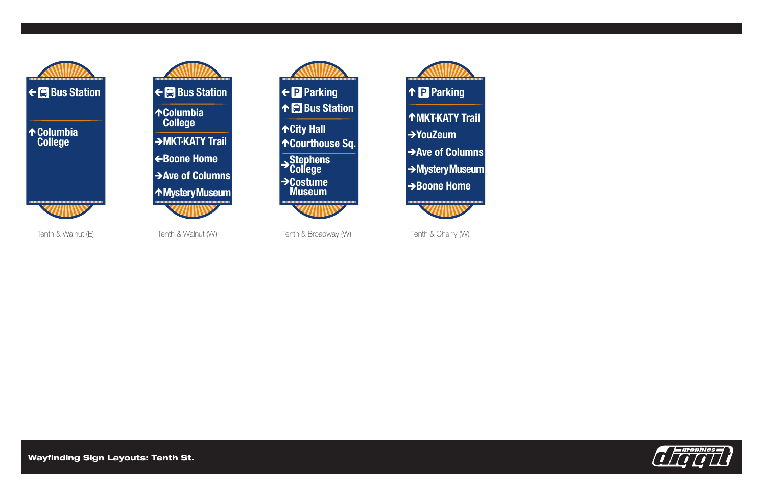## Wayfinding Sign Layouts: Tenth St.

**Tenth & Walnut (E)**

- ← Bus Station
- ↑ Columbia College

**Tenth & Walnut (W)**

- ← Bus Station
- ↑ Columbia College
- → MKT-KATY Trail
- ← Boone Home
- → Ave of Columns
- ↑ Mystery Museum

**Tenth & Broadway (W)**

- ← P Parking
- ↑ Bus Station
- ↑ City Hall
- ↑ Courthouse Sq.
- → Stephens College
- → Costume Museum

**Tenth & Cherry (W)**

- ↑ P Parking
- ↑ MKT-KATY Trail
- → YouZeum
- → Ave of Columns
- → Mystery Museum
- → Boone Home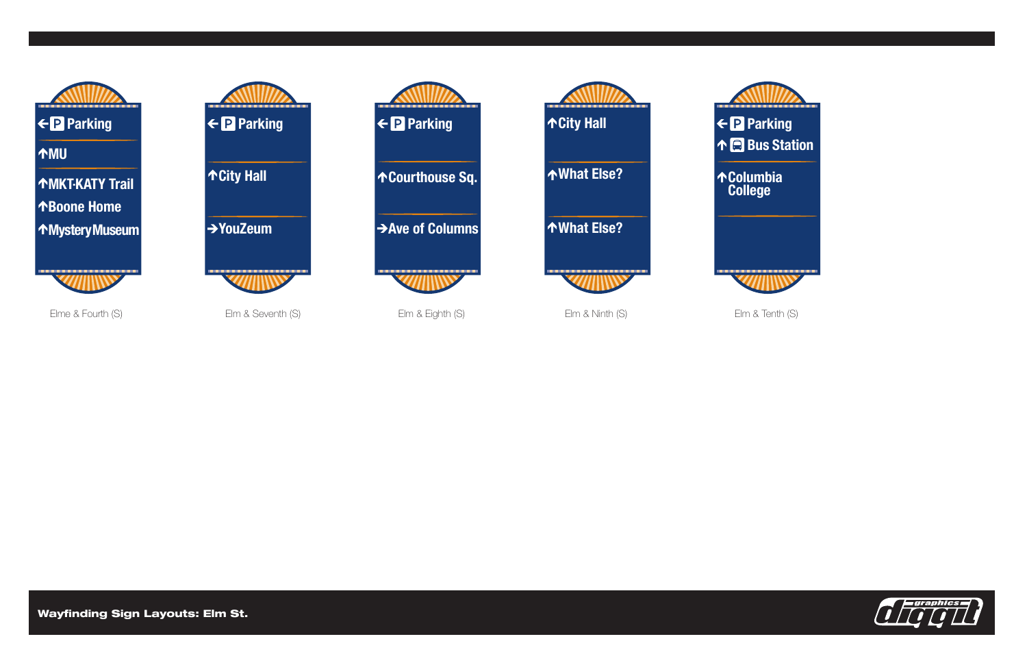## Wayfinding Sign Layouts: Elm St.

**Elme & Fourth (S)**

- ← P Parking
- ↑ MU
- ↑ MKT-KATY Trail
- ↑ Boone Home
- ↑ Mystery Museum

**Elm & Seventh (S)**

- ← P Parking
- ↑ City Hall
- → YouZeum

**Elm & Eighth (S)**

- ← P Parking
- ↑ Courthouse Sq.
- → Ave of Columns

**Elm & Ninth (S)**

- ↑ City Hall
- ↑ What Else?
- ↑ What Else?

**Elm & Tenth (S)**

- ← P Parking
- ↑ Bus Station
- ↑ Columbia College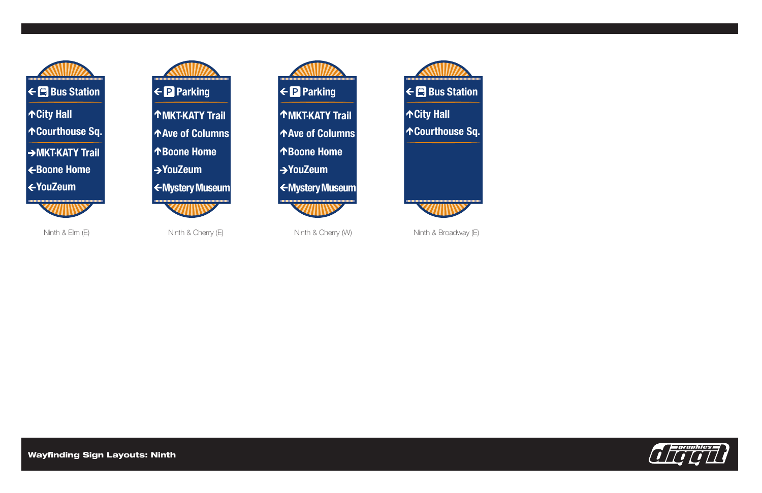## Wayfinding Sign Layouts: Ninth

**Ninth & Elm (E)**

- ← Bus Station
- ↑ City Hall
- ↑ Courthouse Sq.
- → MKT-KATY Trail
- ← Boone Home
- ← YouZeum

**Ninth & Cherry (E)**

- ← Parking
- ↑ MKT-KATY Trail
- ↑ Ave of Columns
- ↑ Boone Home
- → YouZeum
- ← Mystery Museum

**Ninth & Cherry (W)**

- ← Parking
- ↑ MKT-KATY Trail
- ↑ Ave of Columns
- ↑ Boone Home
- → YouZeum
- ← Mystery Museum

**Ninth & Broadway (E)**

- ← Bus Station
- ↑ City Hall
- ↑ Courthouse Sq.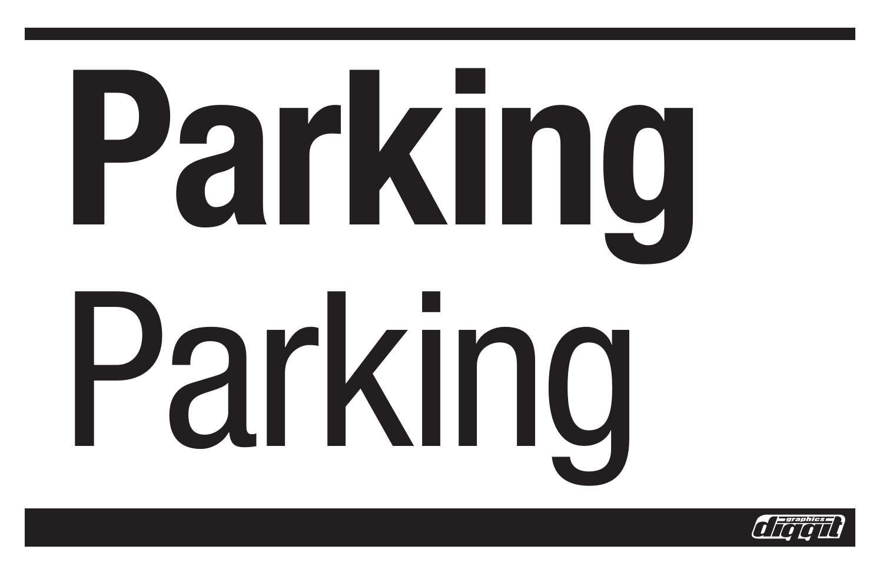**Parking**

Parking

graphics diggit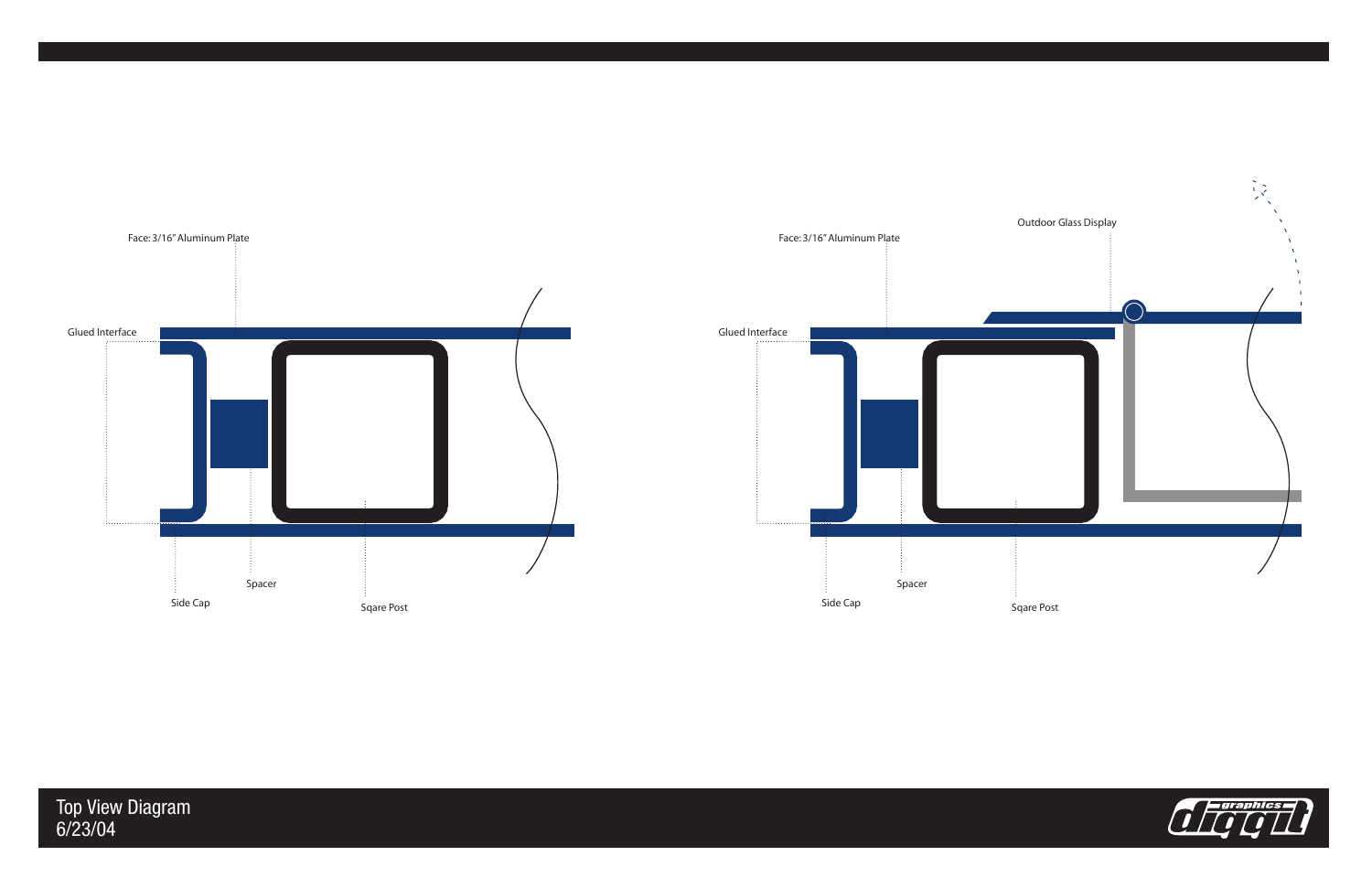Face: 3/16" Aluminum Plate

Glued Interface

Side Cap

Spacer

Sqare Post

Outdoor Glass Display

Face: 3/16" Aluminum Plate

Glued Interface

Side Cap

Spacer

Sqare Post

Top View Diagram
6/23/04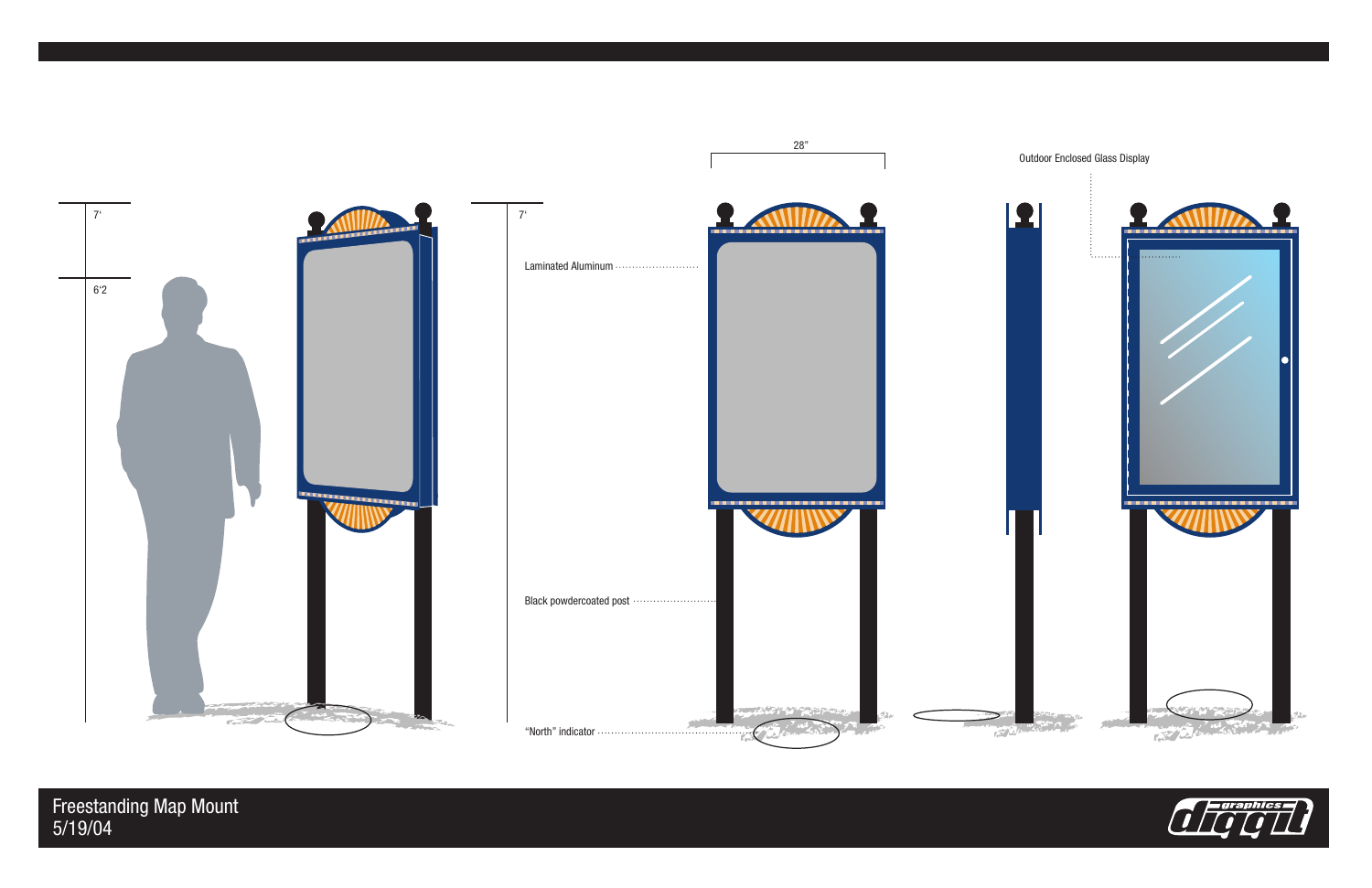7'

6'2

7'

28"

Laminated Aluminum

Black powdercoated post

"North" indicator

Outdoor Enclosed Glass Display

Freestanding Map Mount
5/19/04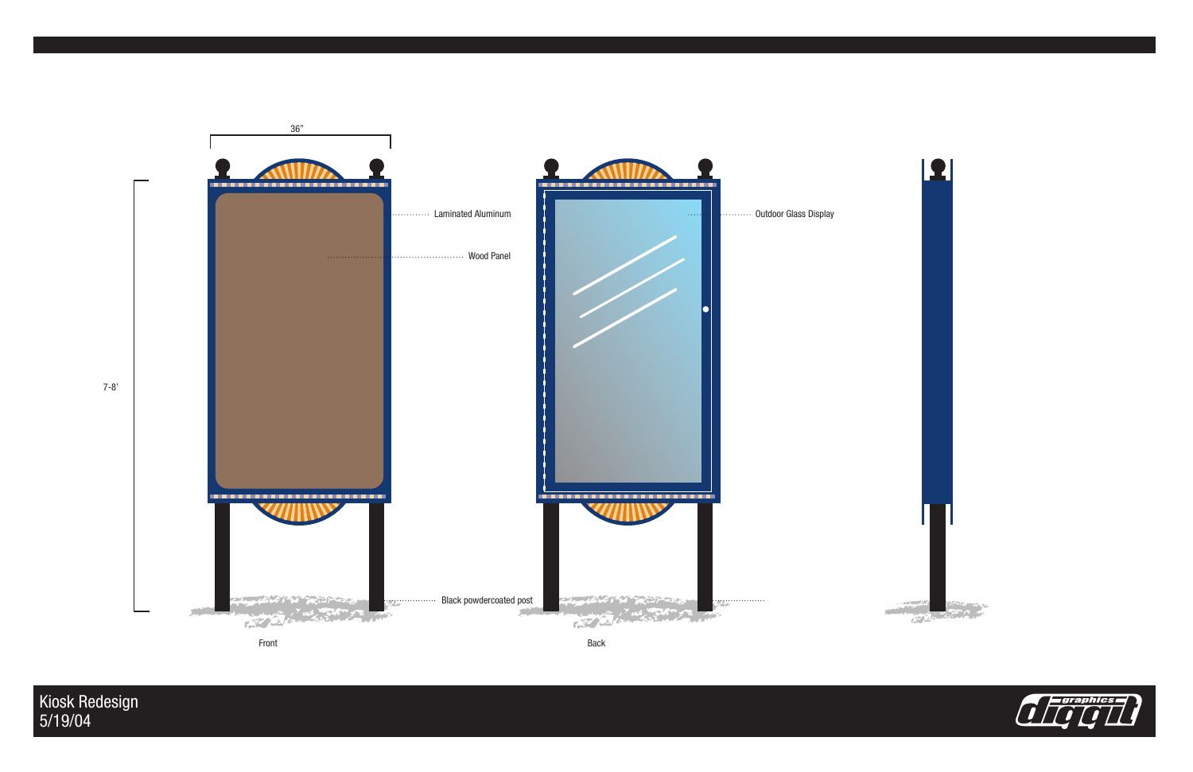36"

7-8'

Laminated Aluminum

Wood Panel

Outdoor Glass Display

Black powdercoated post

Front

Back

Kiosk Redesign
5/19/04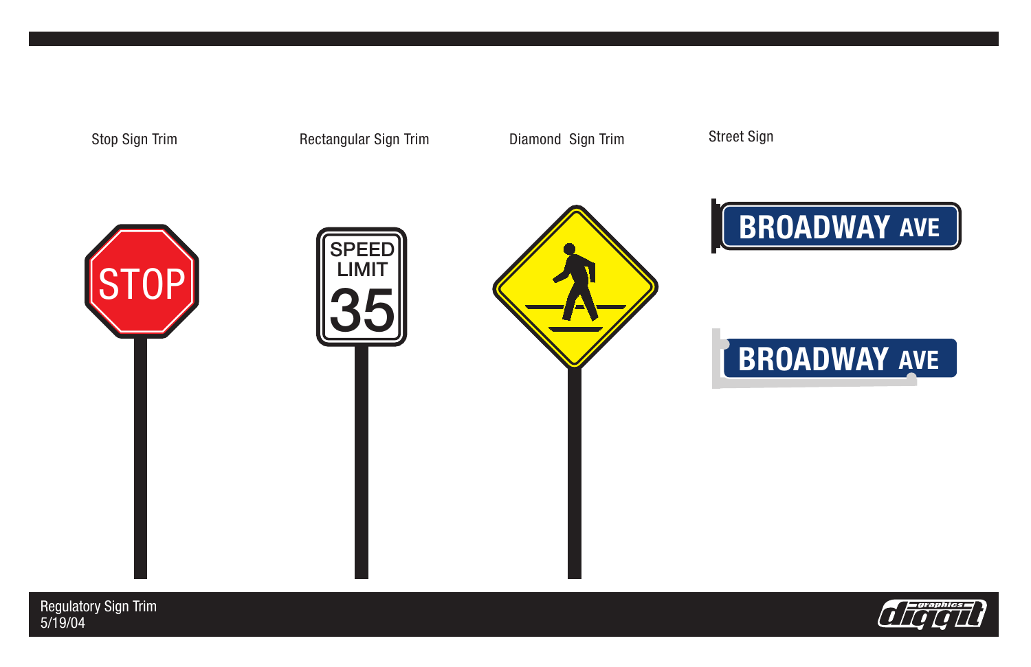Stop Sign Trim

STOP

Rectangular Sign Trim

SPEED
LIMIT
35

Diamond Sign Trim

Street Sign

BROADWAY AVE

BROADWAY AVE

Regulatory Sign Trim
5/19/04